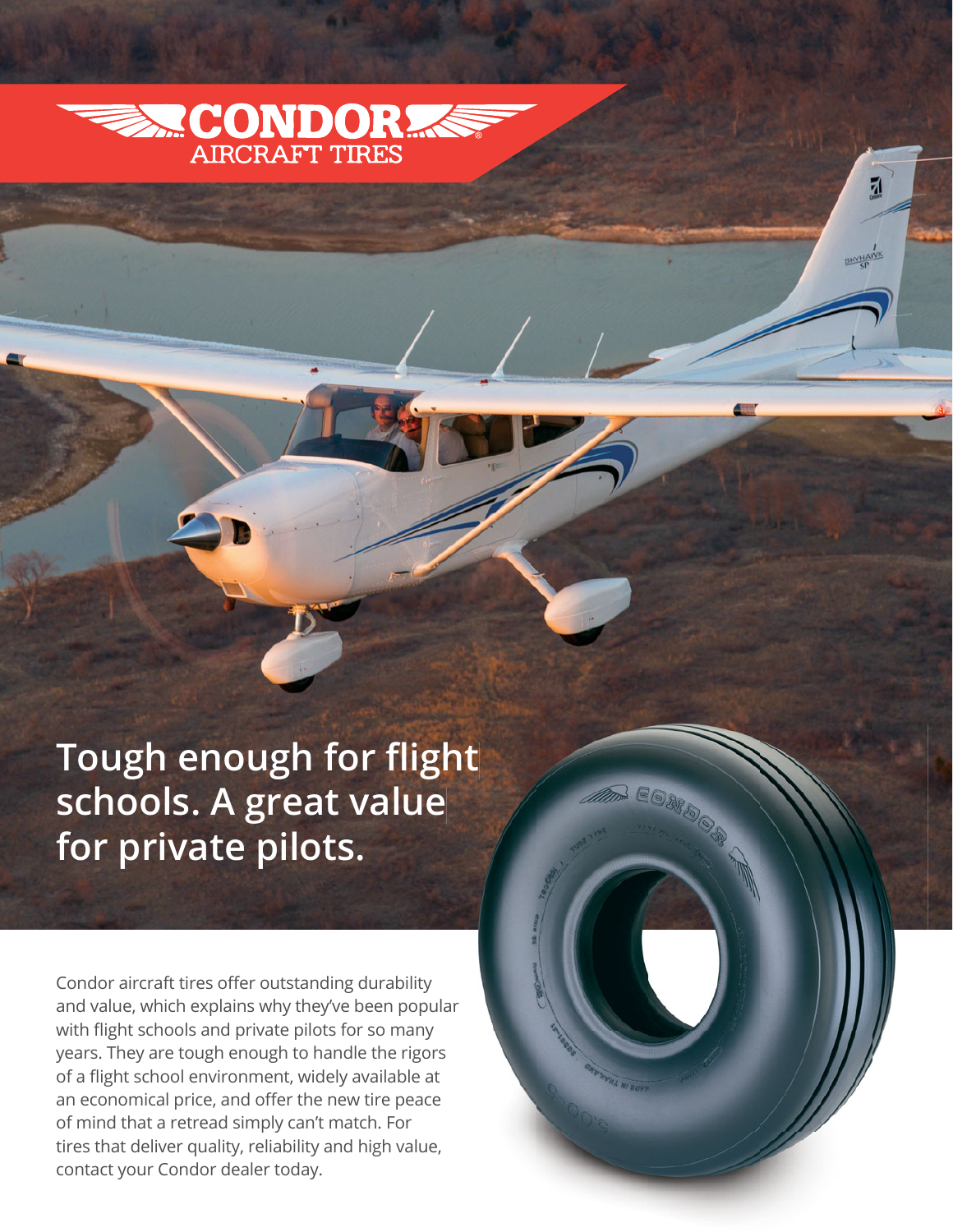# CONDOR AIRCRAFT TIRES

## Tough enough for flight schools. A great value for private pilots.

Condor aircraft tires offer outstanding durability and value, which explains why they've been popular with flight schools and private pilots for so many years. They are tough enough to handle the rigors of a flight school environment, widely available at an economical price, and offer the new tire peace of mind that a retread simply can't match. For tires that deliver quality, reliability and high value, contact your Condor dealer today.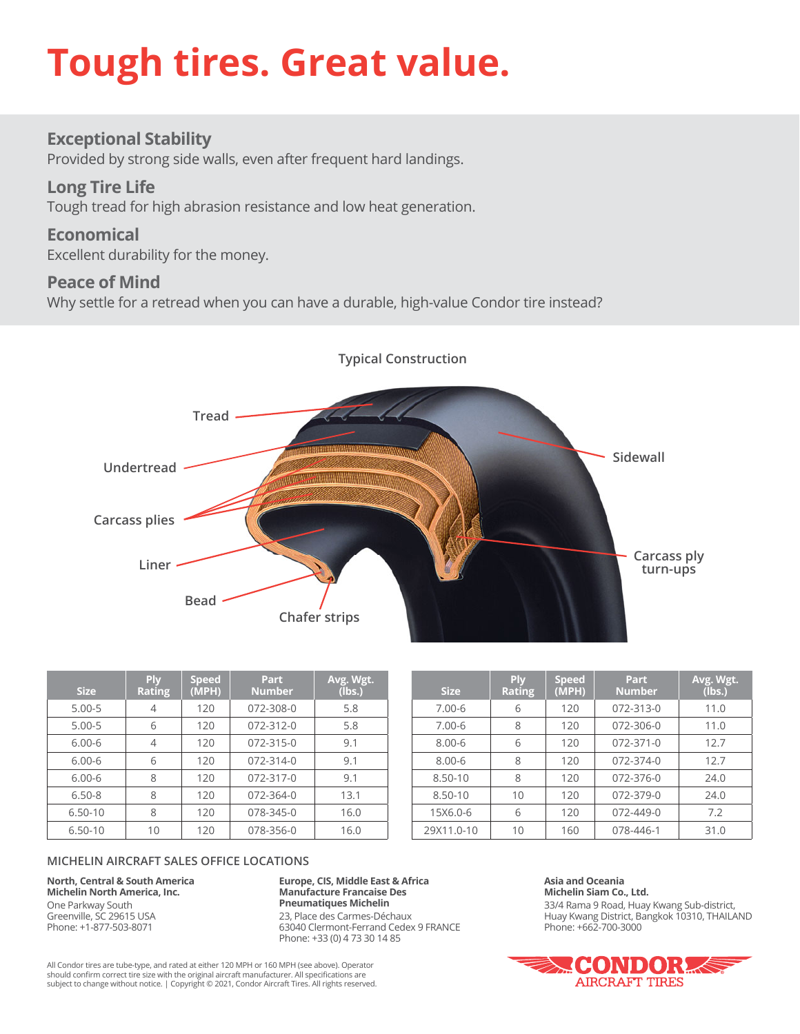# Tough tires. Great value.

### Exceptional Stability

Provided by strong side walls, even after frequent hard landings.

### Long Tire Life

Tough tread for high abrasion resistance and low heat generation.

### Economical

Excellent durability for the money.

### Peace of Mind

Why settle for a retread when you can have a durable, high-value Condor tire instead?

Typical Construction

Tread
Undertread
Carcass plies
Liner
Bead
Chafer strips
Sidewall
Carcass ply turn-ups

| Size | Ply Rating | Speed (MPH) | Part Number | Avg. Wgt. (lbs.) |
|---|---|---|---|---|
| 5.00-5 | 4 | 120 | 072-308-0 | 5.8 |
| 5.00-5 | 6 | 120 | 072-312-0 | 5.8 |
| 6.00-6 | 4 | 120 | 072-315-0 | 9.1 |
| 6.00-6 | 6 | 120 | 072-314-0 | 9.1 |
| 6.00-6 | 8 | 120 | 072-317-0 | 9.1 |
| 6.50-8 | 8 | 120 | 072-364-0 | 13.1 |
| 6.50-10 | 8 | 120 | 078-345-0 | 16.0 |
| 6.50-10 | 10 | 120 | 078-356-0 | 16.0 |

| Size | Ply Rating | Speed (MPH) | Part Number | Avg. Wgt. (lbs.) |
|---|---|---|---|---|
| 7.00-6 | 6 | 120 | 072-313-0 | 11.0 |
| 7.00-6 | 8 | 120 | 072-306-0 | 11.0 |
| 8.00-6 | 6 | 120 | 072-371-0 | 12.7 |
| 8.00-6 | 8 | 120 | 072-374-0 | 12.7 |
| 8.50-10 | 8 | 120 | 072-376-0 | 24.0 |
| 8.50-10 | 10 | 120 | 072-379-0 | 24.0 |
| 15X6.0-6 | 6 | 120 | 072-449-0 | 7.2 |
| 29X11.0-10 | 10 | 160 | 078-446-1 | 31.0 |

## MICHELIN AIRCRAFT SALES OFFICE LOCATIONS

**North, Central & South America**
**Michelin North America, Inc.**
One Parkway South
Greenville, SC 29615 USA
Phone: +1-877-503-8071

**Europe, CIS, Middle East & Africa**
**Manufacture Francaise Des Pneumatiques Michelin**
23, Place des Carmes-Déchaux
63040 Clermont-Ferrand Cedex 9 FRANCE
Phone: +33 (0) 4 73 30 14 85

**Asia and Oceania**
**Michelin Siam Co., Ltd.**
33/4 Rama 9 Road, Huay Kwang Sub-district,
Huay Kwang District, Bangkok 10310, THAILAND
Phone: +662-700-3000

All Condor tires are tube-type, and rated at either 120 MPH or 160 MPH (see above). Operator should confirm correct tire size with the original aircraft manufacturer. All specifications are subject to change without notice. | Copyright © 2021, Condor Aircraft Tires. All rights reserved.

CONDOR AIRCRAFT TIRES